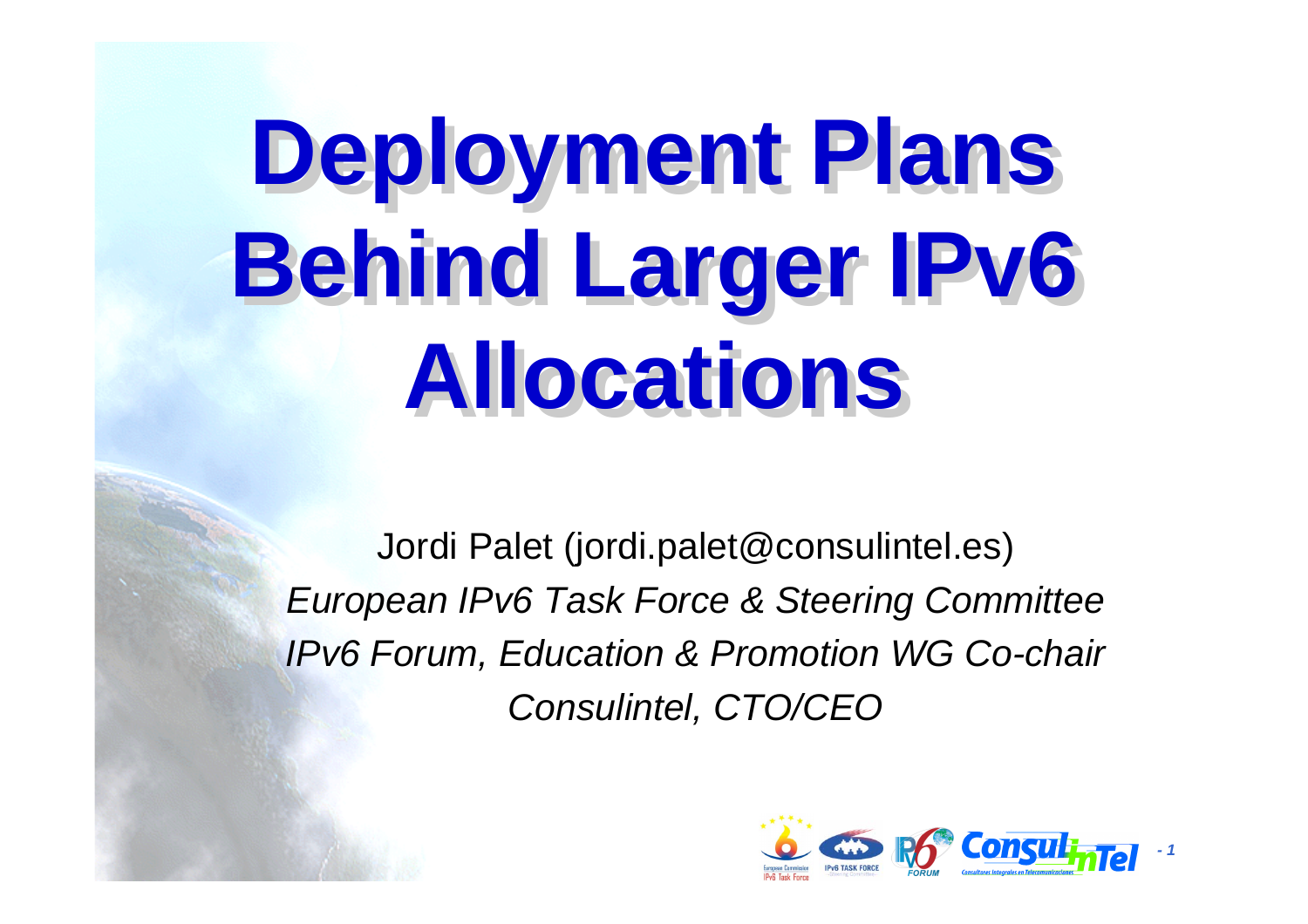# Deployment Plans Behind Larger IPv6 Allocations

Jordi Palet (jordi.palet@consulintel.es)

*European IPv6 Task Force & Steering Committee*

*IPv6 Forum, Education & Promotion WG Co-chair*

*Consulintel, CTO/CEO*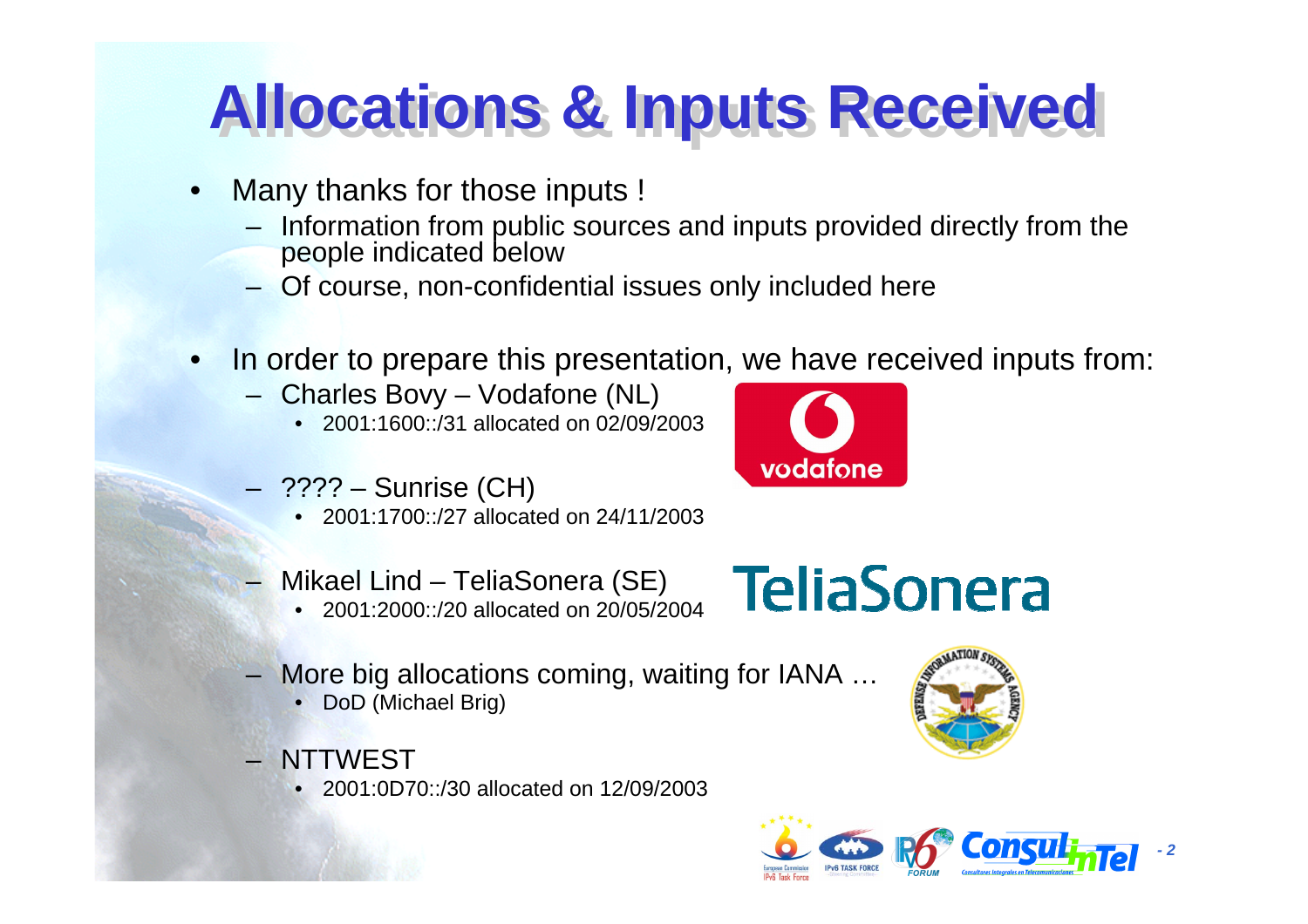# Allocations & Inputs Received

- Many thanks for those inputs !
  - Information from public sources and inputs provided directly from the people indicated below
  - Of course, non-confidential issues only included here
- In order to prepare this presentation, we have received inputs from:
  - Charles Bovy – Vodafone (NL)
    - 2001:1600::/31 allocated on 02/09/2003
  - ???? – Sunrise (CH)
    - 2001:1700::/27 allocated on 24/11/2003
  - Mikael Lind – TeliaSonera (SE)
    - 2001:2000::/20 allocated on 20/05/2004
  - More big allocations coming, waiting for IANA …
    - DoD (Michael Brig)
  - NTTWEST
    - 2001:0D70::/30 allocated on 12/09/2003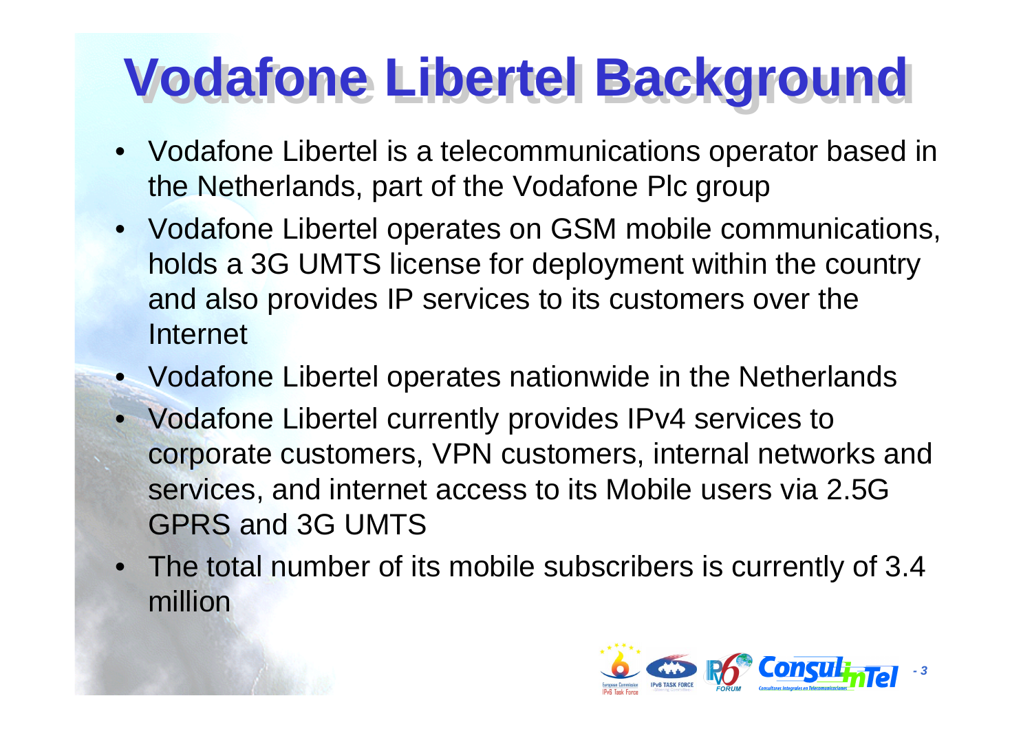# Vodafone Libertel Background

- Vodafone Libertel is a telecommunications operator based in the Netherlands, part of the Vodafone Plc group
- Vodafone Libertel operates on GSM mobile communications, holds a 3G UMTS license for deployment within the country and also provides IP services to its customers over the Internet
- Vodafone Libertel operates nationwide in the Netherlands
- Vodafone Libertel currently provides IPv4 services to corporate customers, VPN customers, internal networks and services, and internet access to its Mobile users via 2.5G GPRS and 3G UMTS
- The total number of its mobile subscribers is currently of 3.4 million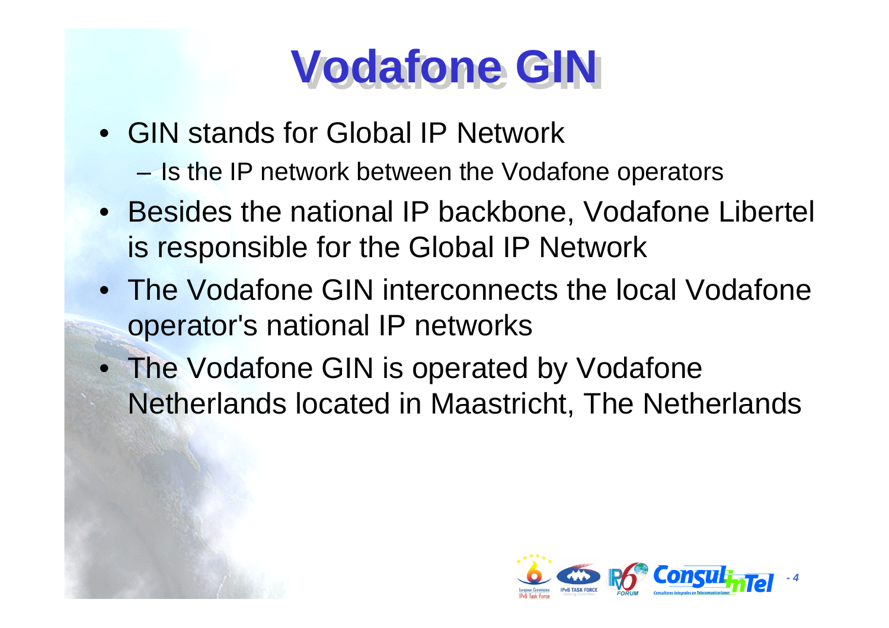# Vodafone GIN

- GIN stands for Global IP Network
  - Is the IP network between the Vodafone operators
- Besides the national IP backbone, Vodafone Libertel is responsible for the Global IP Network
- The Vodafone GIN interconnects the local Vodafone operator's national IP networks
- The Vodafone GIN is operated by Vodafone Netherlands located in Maastricht, The Netherlands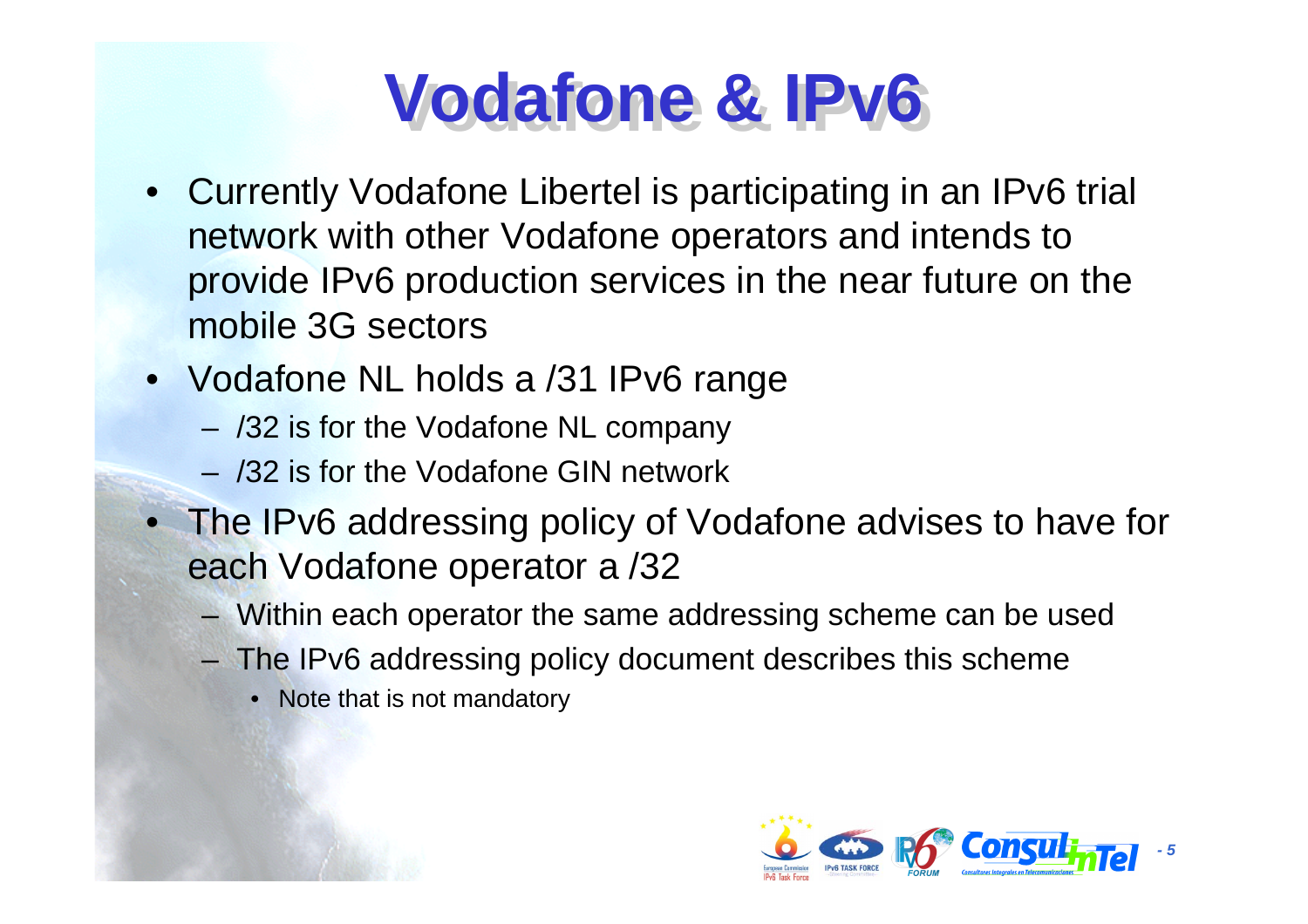# Vodafone & IPv6

- Currently Vodafone Libertel is participating in an IPv6 trial network with other Vodafone operators and intends to provide IPv6 production services in the near future on the mobile 3G sectors
- Vodafone NL holds a /31 IPv6 range
  - /32 is for the Vodafone NL company
  - /32 is for the Vodafone GIN network
- The IPv6 addressing policy of Vodafone advises to have for each Vodafone operator a /32
  - Within each operator the same addressing scheme can be used
  - The IPv6 addressing policy document describes this scheme
    - Note that is not mandatory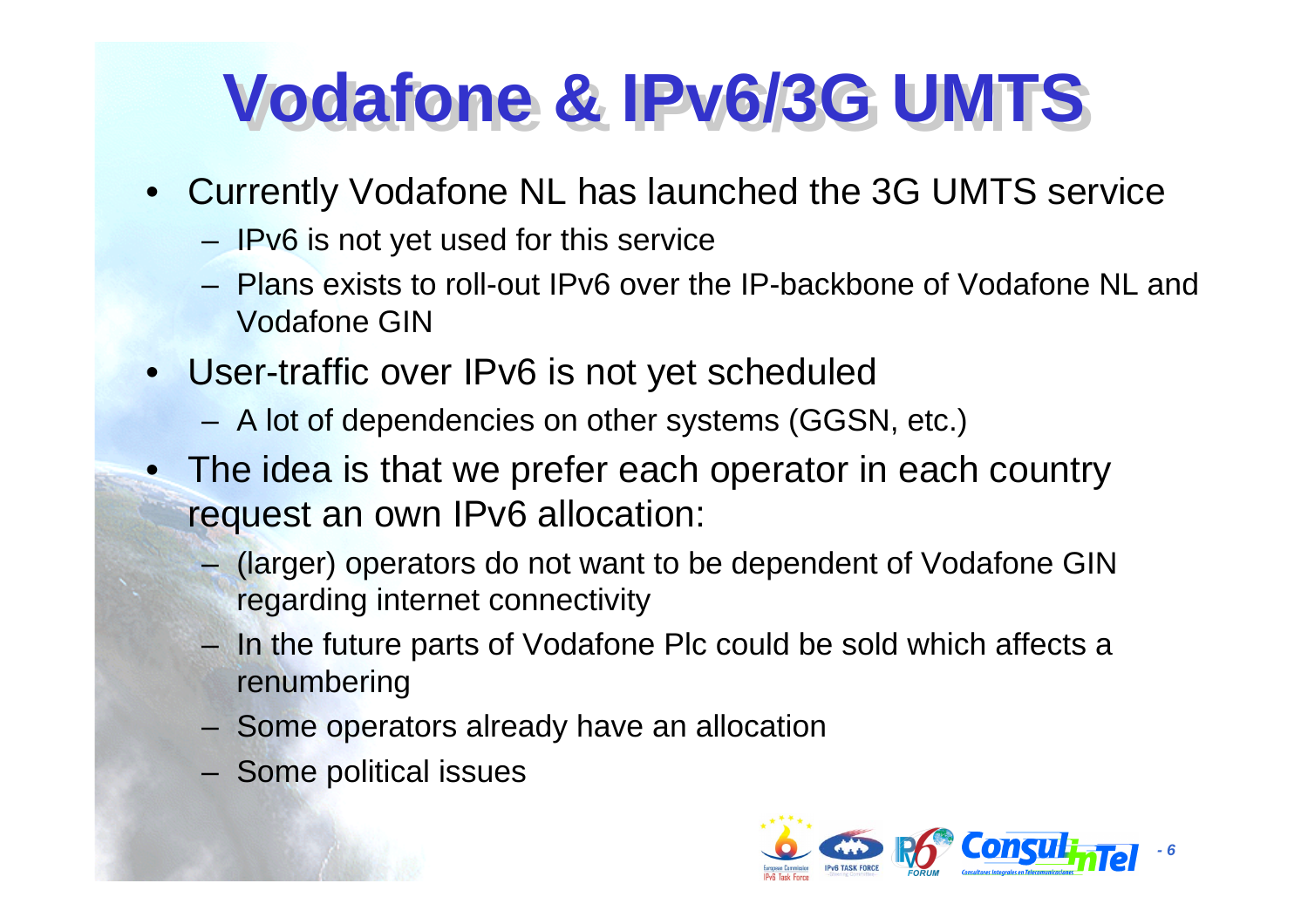# Vodafone & IPv6/3G UMTS

- Currently Vodafone NL has launched the 3G UMTS service
  - IPv6 is not yet used for this service
  - Plans exists to roll-out IPv6 over the IP-backbone of Vodafone NL and Vodafone GIN
- User-traffic over IPv6 is not yet scheduled
  - A lot of dependencies on other systems (GGSN, etc.)
- The idea is that we prefer each operator in each country request an own IPv6 allocation:
  - (larger) operators do not want to be dependent of Vodafone GIN regarding internet connectivity
  - In the future parts of Vodafone Plc could be sold which affects a renumbering
  - Some operators already have an allocation
  - Some political issues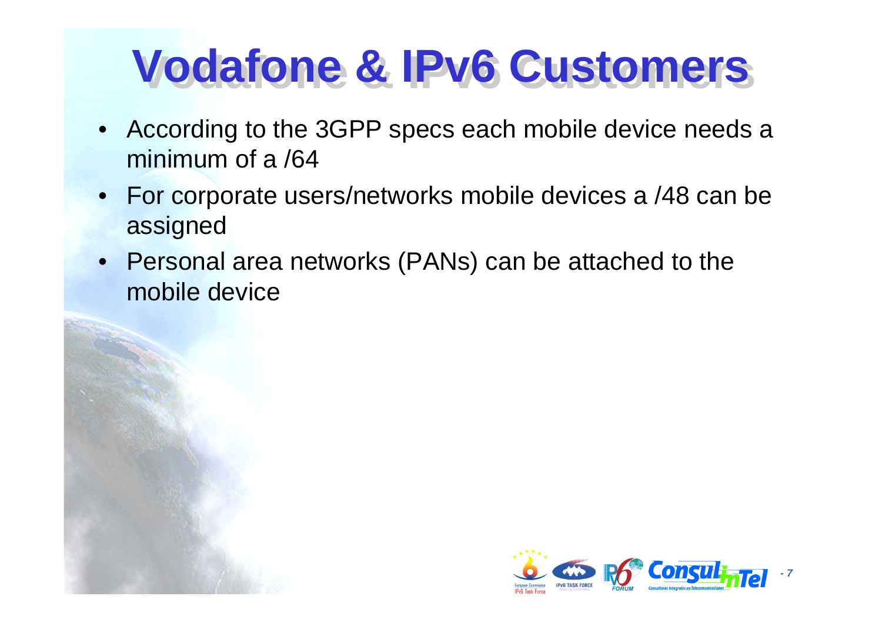# Vodafone & IPv6 Customers

- According to the 3GPP specs each mobile device needs a minimum of a /64
- For corporate users/networks mobile devices a /48 can be assigned
- Personal area networks (PANs) can be attached to the mobile device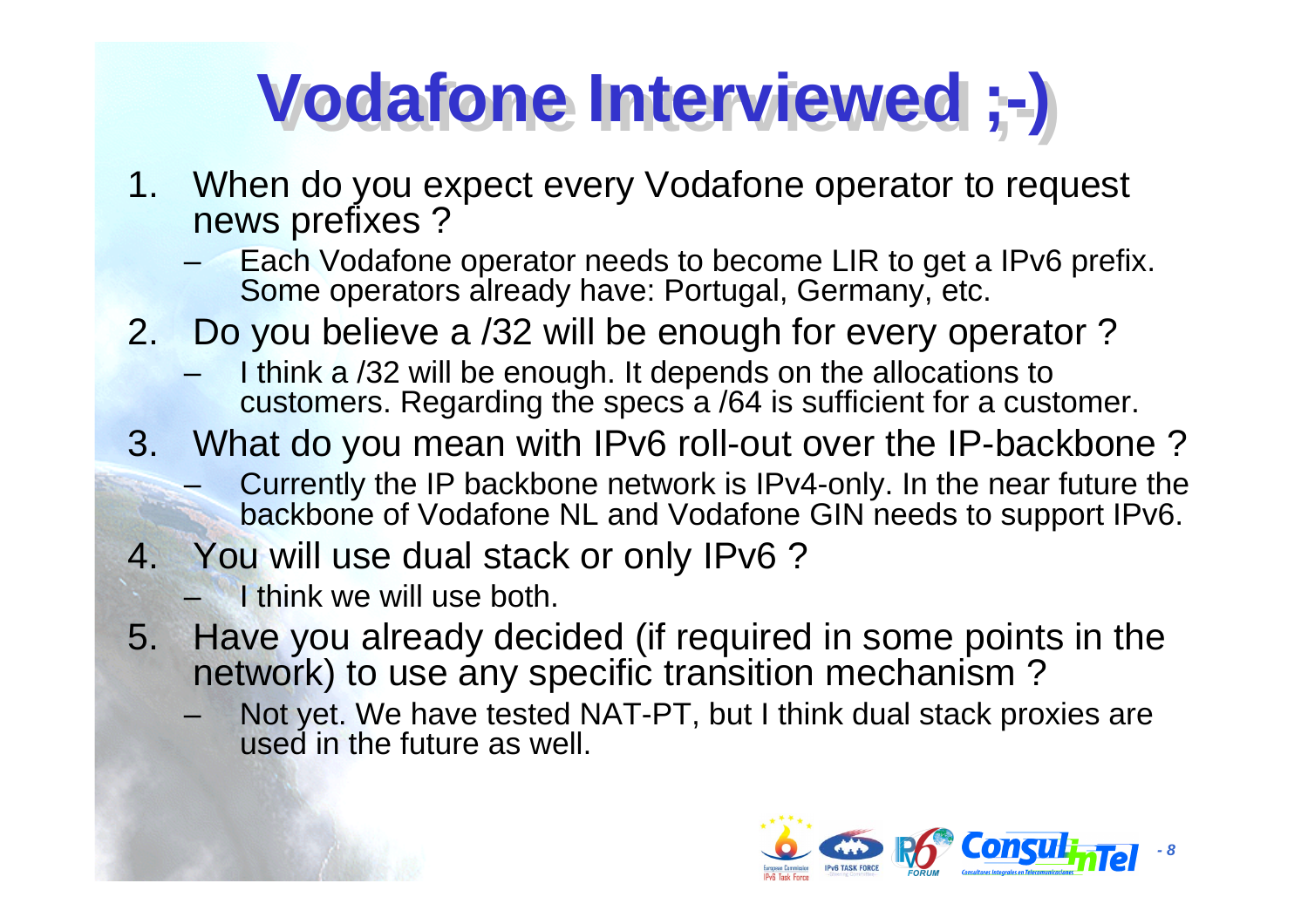# Vodafone Interviewed ;-)

1. When do you expect every Vodafone operator to request news prefixes ?
   - Each Vodafone operator needs to become LIR to get a IPv6 prefix. Some operators already have: Portugal, Germany, etc.
2. Do you believe a /32 will be enough for every operator ?
   - I think a /32 will be enough. It depends on the allocations to customers. Regarding the specs a /64 is sufficient for a customer.
3. What do you mean with IPv6 roll-out over the IP-backbone ?
   - Currently the IP backbone network is IPv4-only. In the near future the backbone of Vodafone NL and Vodafone GIN needs to support IPv6.
4. You will use dual stack or only IPv6 ?
   - I think we will use both.
5. Have you already decided (if required in some points in the network) to use any specific transition mechanism ?
   - Not yet. We have tested NAT-PT, but I think dual stack proxies are used in the future as well.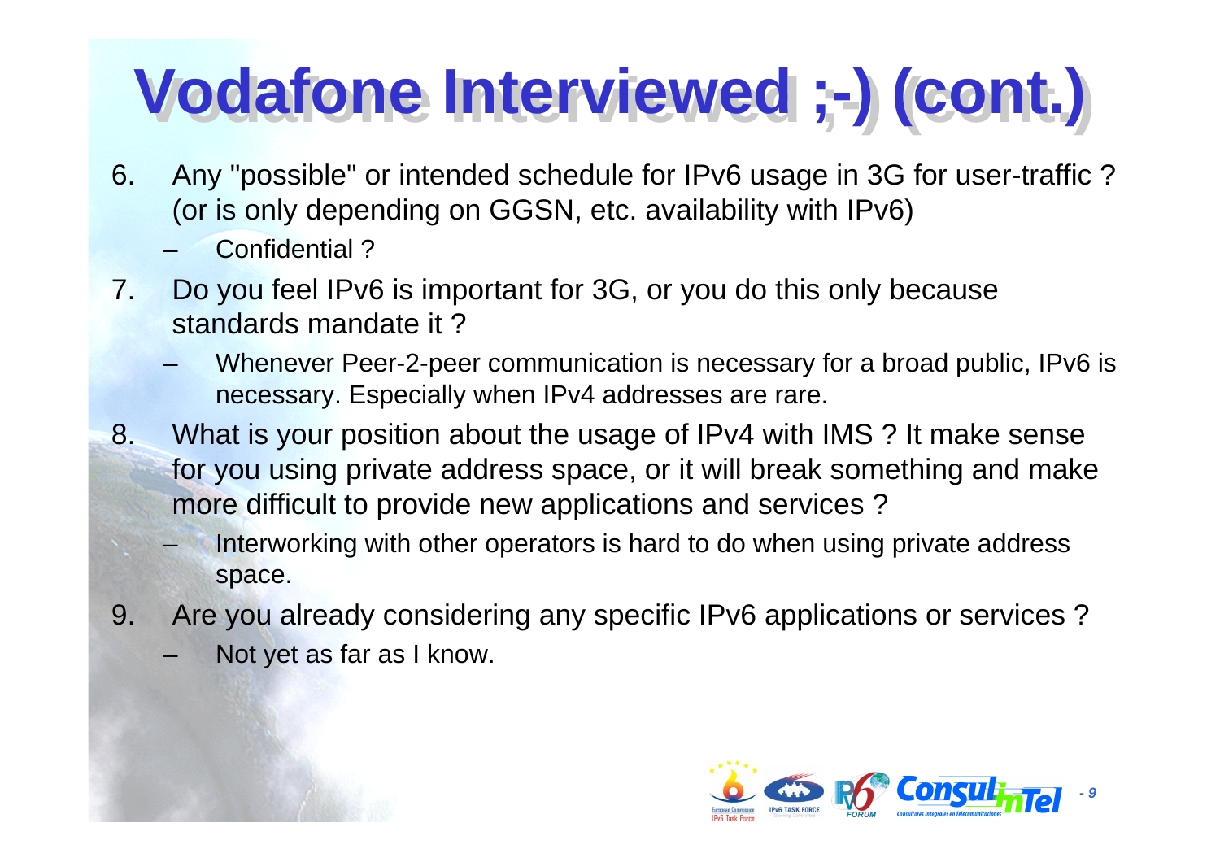# Vodafone Interviewed ;-) (cont.)

6. Any "possible" or intended schedule for IPv6 usage in 3G for user-traffic ? (or is only depending on GGSN, etc. availability with IPv6)
   - Confidential ?
7. Do you feel IPv6 is important for 3G, or you do this only because standards mandate it ?
   - Whenever Peer-2-peer communication is necessary for a broad public, IPv6 is necessary. Especially when IPv4 addresses are rare.
8. What is your position about the usage of IPv4 with IMS ? It make sense for you using private address space, or it will break something and make more difficult to provide new applications and services ?
   - Interworking with other operators is hard to do when using private address space.
9. Are you already considering any specific IPv6 applications or services ?
   - Not yet as far as I know.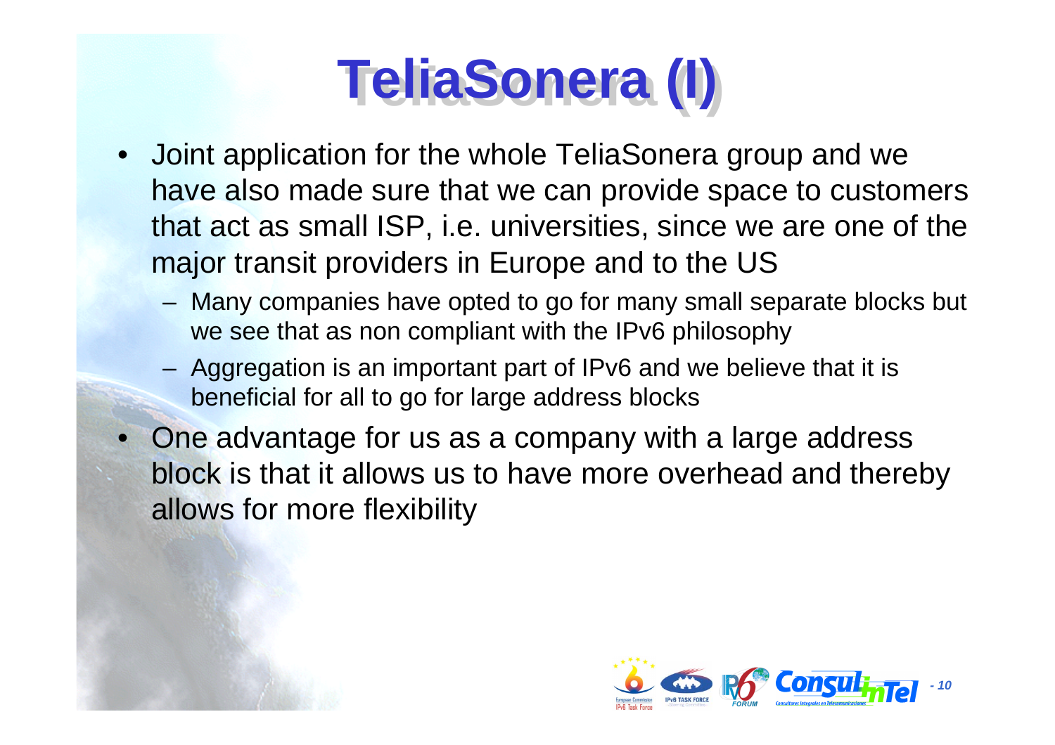# TeliaSonera (I)

- Joint application for the whole TeliaSonera group and we have also made sure that we can provide space to customers that act as small ISP, i.e. universities, since we are one of the major transit providers in Europe and to the US
  - Many companies have opted to go for many small separate blocks but we see that as non compliant with the IPv6 philosophy
  - Aggregation is an important part of IPv6 and we believe that it is beneficial for all to go for large address blocks
- One advantage for us as a company with a large address block is that it allows us to have more overhead and thereby allows for more flexibility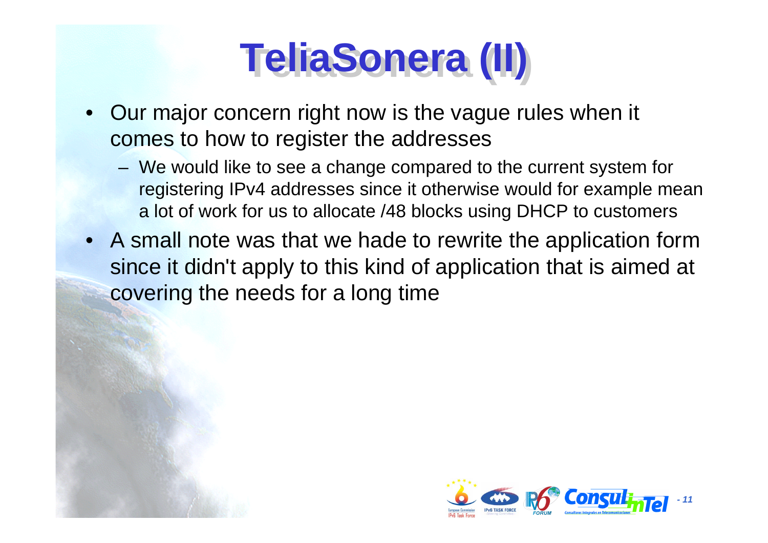# TeliaSonera (II)

- Our major concern right now is the vague rules when it comes to how to register the addresses
  - We would like to see a change compared to the current system for registering IPv4 addresses since it otherwise would for example mean a lot of work for us to allocate /48 blocks using DHCP to customers
- A small note was that we hade to rewrite the application form since it didn't apply to this kind of application that is aimed at covering the needs for a long time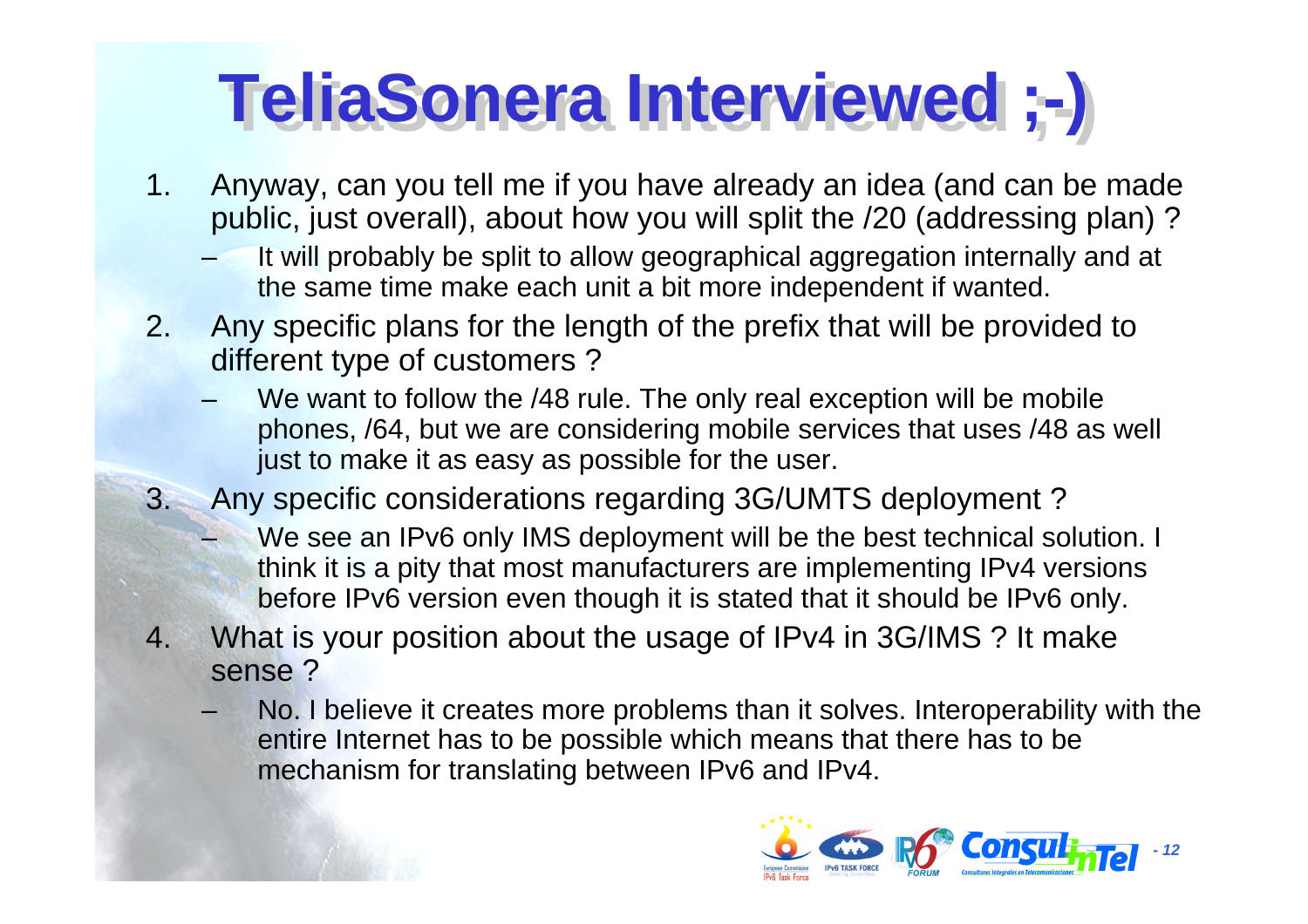# TeliaSonera Interviewed ;-)

1. Anyway, can you tell me if you have already an idea (and can be made public, just overall), about how you will split the /20 (addressing plan) ?
   - It will probably be split to allow geographical aggregation internally and at the same time make each unit a bit more independent if wanted.
2. Any specific plans for the length of the prefix that will be provided to different type of customers ?
   - We want to follow the /48 rule. The only real exception will be mobile phones, /64, but we are considering mobile services that uses /48 as well just to make it as easy as possible for the user.
3. Any specific considerations regarding 3G/UMTS deployment ?
   - We see an IPv6 only IMS deployment will be the best technical solution. I think it is a pity that most manufacturers are implementing IPv4 versions before IPv6 version even though it is stated that it should be IPv6 only.
4. What is your position about the usage of IPv4 in 3G/IMS ? It make sense ?
   - No. I believe it creates more problems than it solves. Interoperability with the entire Internet has to be possible which means that there has to be mechanism for translating between IPv6 and IPv4.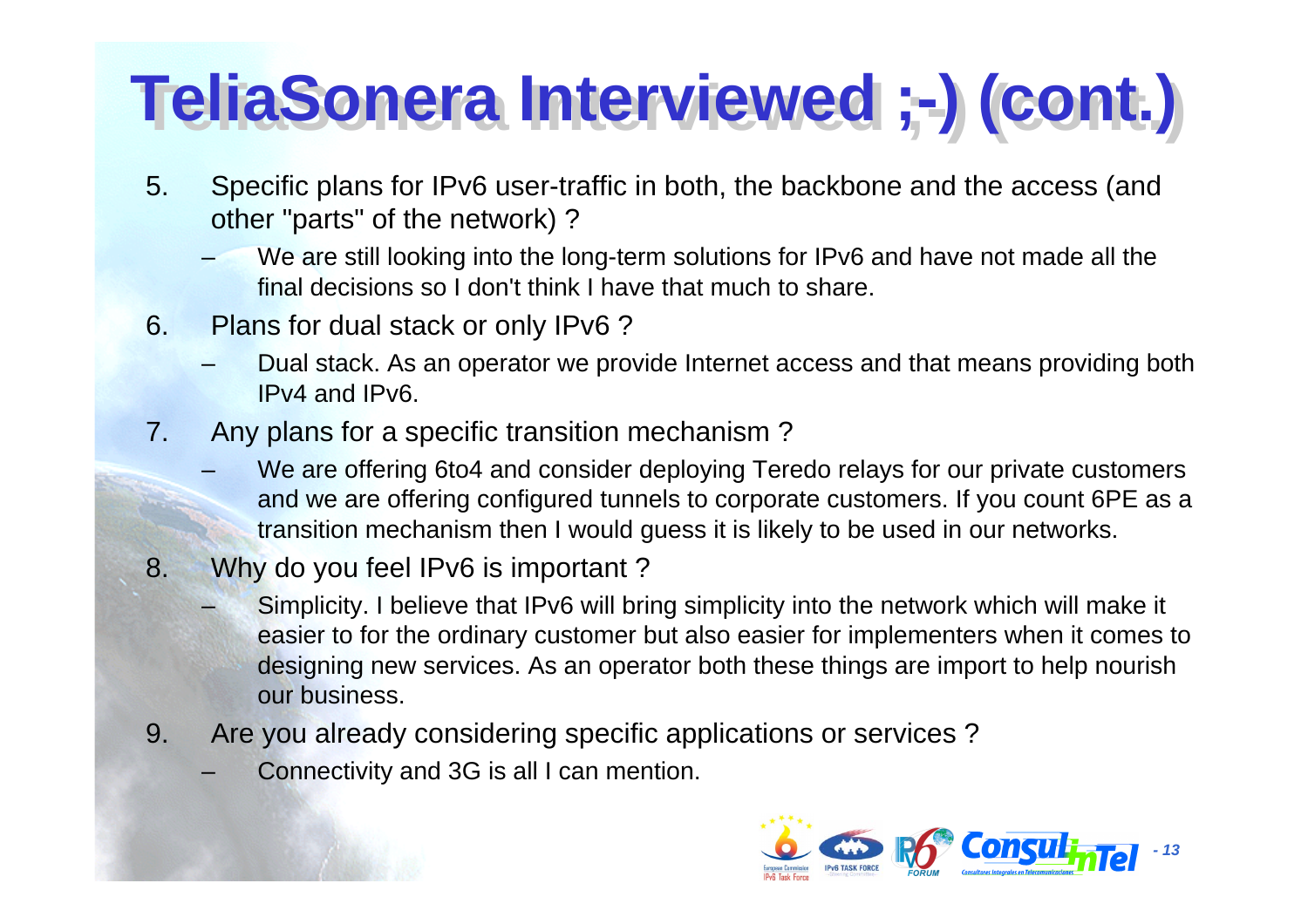# TeliaSonera Interviewed ;-) (cont.)

5. Specific plans for IPv6 user-traffic in both, the backbone and the access (and other "parts" of the network) ?
   - We are still looking into the long-term solutions for IPv6 and have not made all the final decisions so I don't think I have that much to share.
6. Plans for dual stack or only IPv6 ?
   - Dual stack. As an operator we provide Internet access and that means providing both IPv4 and IPv6.
7. Any plans for a specific transition mechanism ?
   - We are offering 6to4 and consider deploying Teredo relays for our private customers and we are offering configured tunnels to corporate customers. If you count 6PE as a transition mechanism then I would guess it is likely to be used in our networks.
8. Why do you feel IPv6 is important ?
   - Simplicity. I believe that IPv6 will bring simplicity into the network which will make it easier to for the ordinary customer but also easier for implementers when it comes to designing new services. As an operator both these things are import to help nourish our business.
9. Are you already considering specific applications or services ?
   - Connectivity and 3G is all I can mention.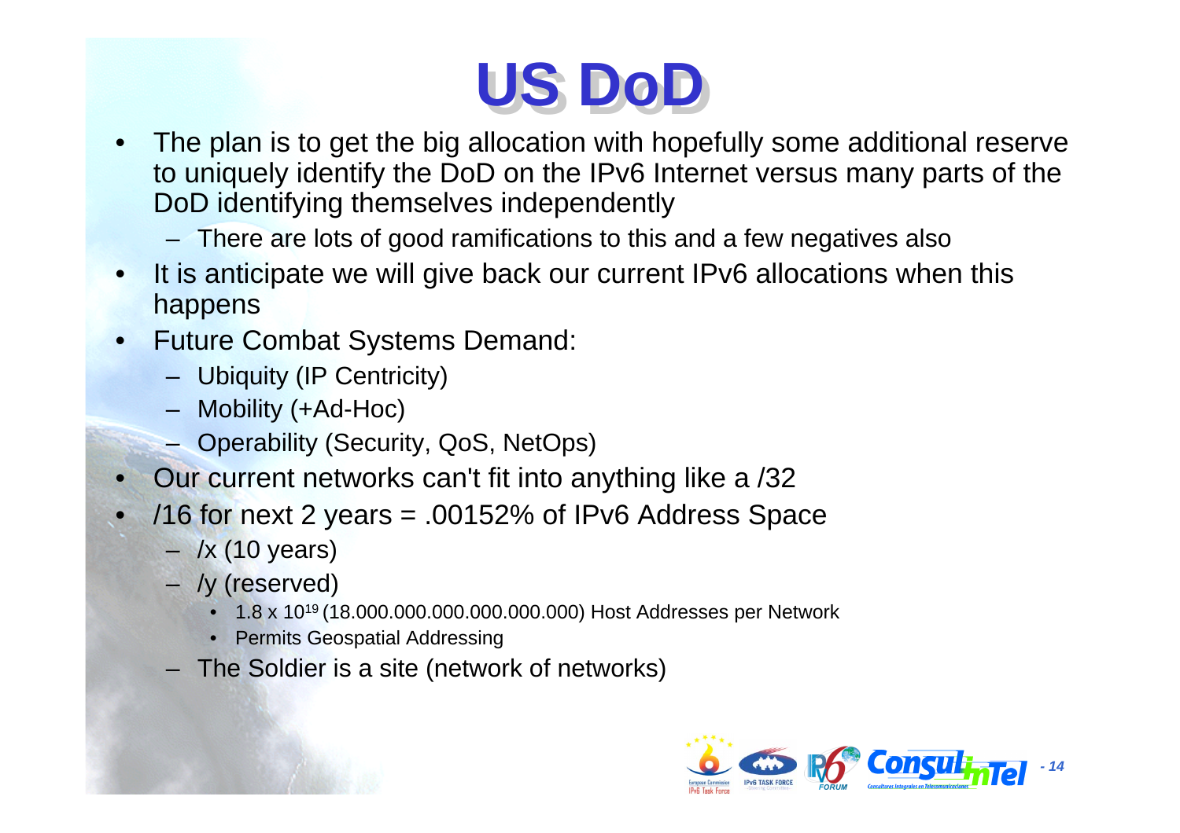# US DoD

- The plan is to get the big allocation with hopefully some additional reserve to uniquely identify the DoD on the IPv6 Internet versus many parts of the DoD identifying themselves independently
  - There are lots of good ramifications to this and a few negatives also
- It is anticipate we will give back our current IPv6 allocations when this happens
- Future Combat Systems Demand:
  - Ubiquity (IP Centricity)
  - Mobility (+Ad-Hoc)
  - Operability (Security, QoS, NetOps)
- Our current networks can't fit into anything like a /32
- /16 for next 2 years = .00152% of IPv6 Address Space
  - /x (10 years)
  - /y (reserved)
    - $1.8 \times 10^{19}$ (18.000.000.000.000.000.000) Host Addresses per Network
    - Permits Geospatial Addressing
  - The Soldier is a site (network of networks)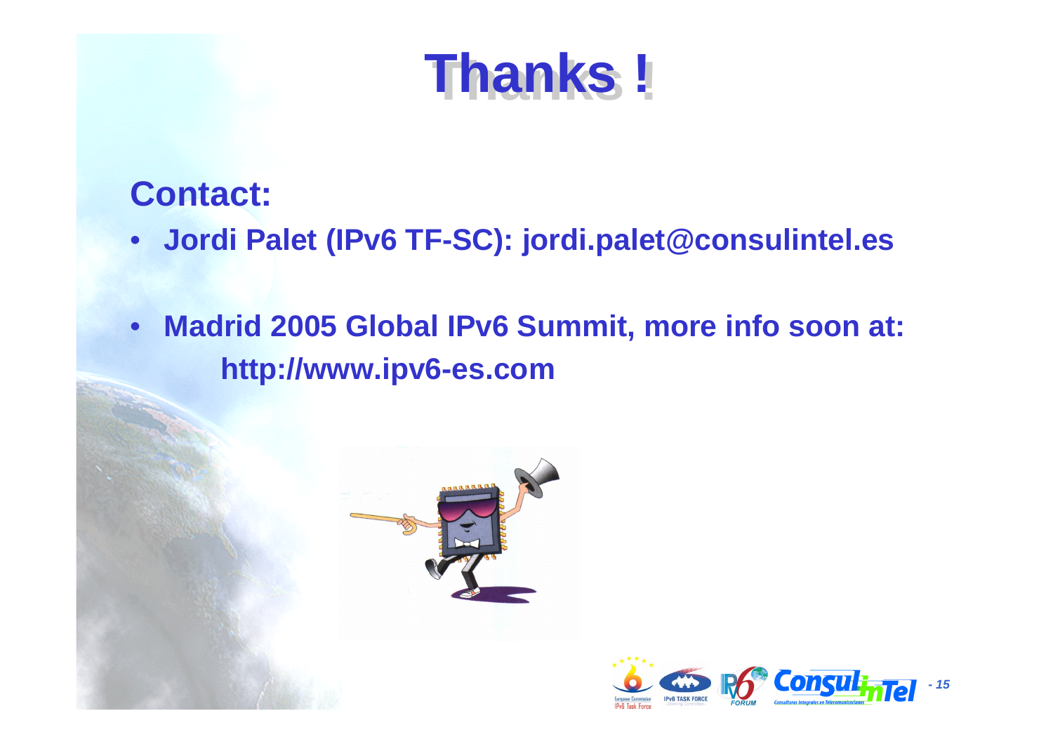# Thanks !

**Contact:**

- **Jordi Palet (IPv6 TF-SC): jordi.palet@consulintel.es**

- **Madrid 2005 Global IPv6 Summit, more info soon at:**
  **http://www.ipv6-es.com**